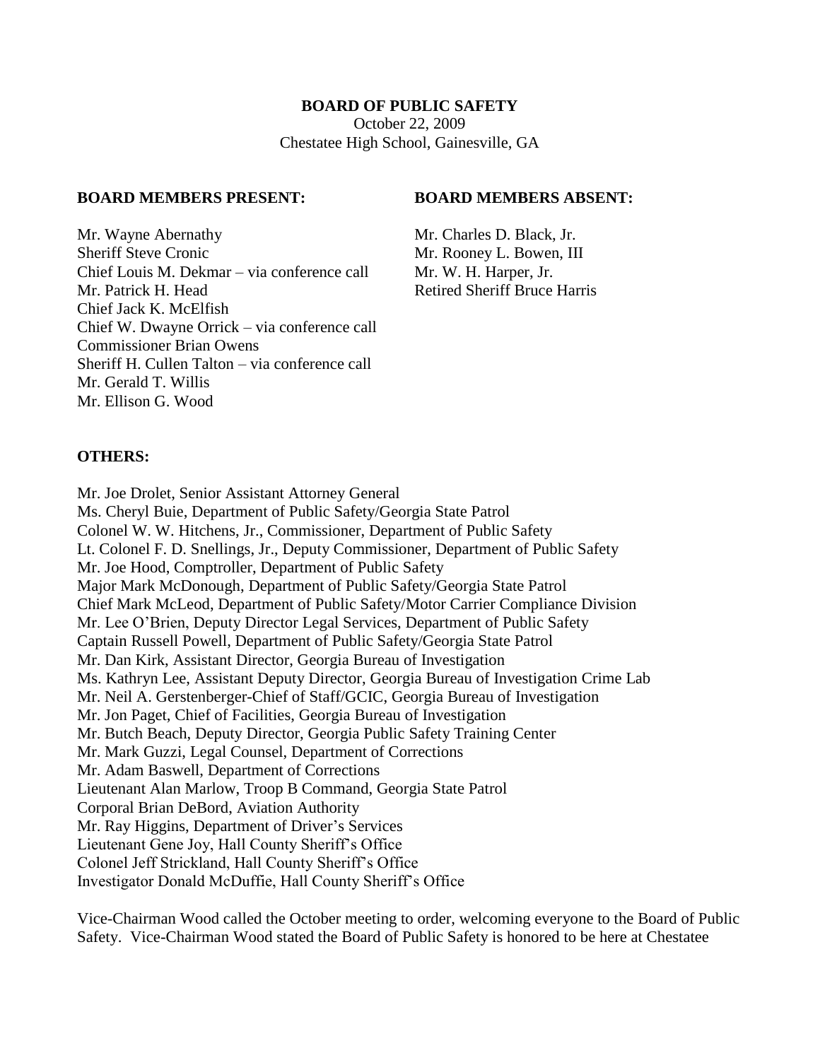**BOARD OF PUBLIC SAFETY**

October 22, 2009

Chestatee High School, Gainesville, GA

**BOARD MEMBERS PRESENT:**

Mr. Wayne Abernathy
Sheriff Steve Cronic
Chief Louis M. Dekmar – via conference call
Mr. Patrick H. Head
Chief Jack K. McElfish
Chief W. Dwayne Orrick – via conference call
Commissioner Brian Owens
Sheriff H. Cullen Talton – via conference call
Mr. Gerald T. Willis
Mr. Ellison G. Wood

**BOARD MEMBERS ABSENT:**

Mr. Charles D. Black, Jr.
Mr. Rooney L. Bowen, III
Mr. W. H. Harper, Jr.
Retired Sheriff Bruce Harris

**OTHERS:**

Mr. Joe Drolet, Senior Assistant Attorney General
Ms. Cheryl Buie, Department of Public Safety/Georgia State Patrol
Colonel W. W. Hitchens, Jr., Commissioner, Department of Public Safety
Lt. Colonel F. D. Snellings, Jr., Deputy Commissioner, Department of Public Safety
Mr. Joe Hood, Comptroller, Department of Public Safety
Major Mark McDonough, Department of Public Safety/Georgia State Patrol
Chief Mark McLeod, Department of Public Safety/Motor Carrier Compliance Division
Mr. Lee O'Brien, Deputy Director Legal Services, Department of Public Safety
Captain Russell Powell, Department of Public Safety/Georgia State Patrol
Mr. Dan Kirk, Assistant Director, Georgia Bureau of Investigation
Ms. Kathryn Lee, Assistant Deputy Director, Georgia Bureau of Investigation Crime Lab
Mr. Neil A. Gerstenberger-Chief of Staff/GCIC, Georgia Bureau of Investigation
Mr. Jon Paget, Chief of Facilities, Georgia Bureau of Investigation
Mr. Butch Beach, Deputy Director, Georgia Public Safety Training Center
Mr. Mark Guzzi, Legal Counsel, Department of Corrections
Mr. Adam Baswell, Department of Corrections
Lieutenant Alan Marlow, Troop B Command, Georgia State Patrol
Corporal Brian DeBord, Aviation Authority
Mr. Ray Higgins, Department of Driver's Services
Lieutenant Gene Joy, Hall County Sheriff's Office
Colonel Jeff Strickland, Hall County Sheriff's Office
Investigator Donald McDuffie, Hall County Sheriff's Office

Vice-Chairman Wood called the October meeting to order, welcoming everyone to the Board of Public Safety. Vice-Chairman Wood stated the Board of Public Safety is honored to be here at Chestatee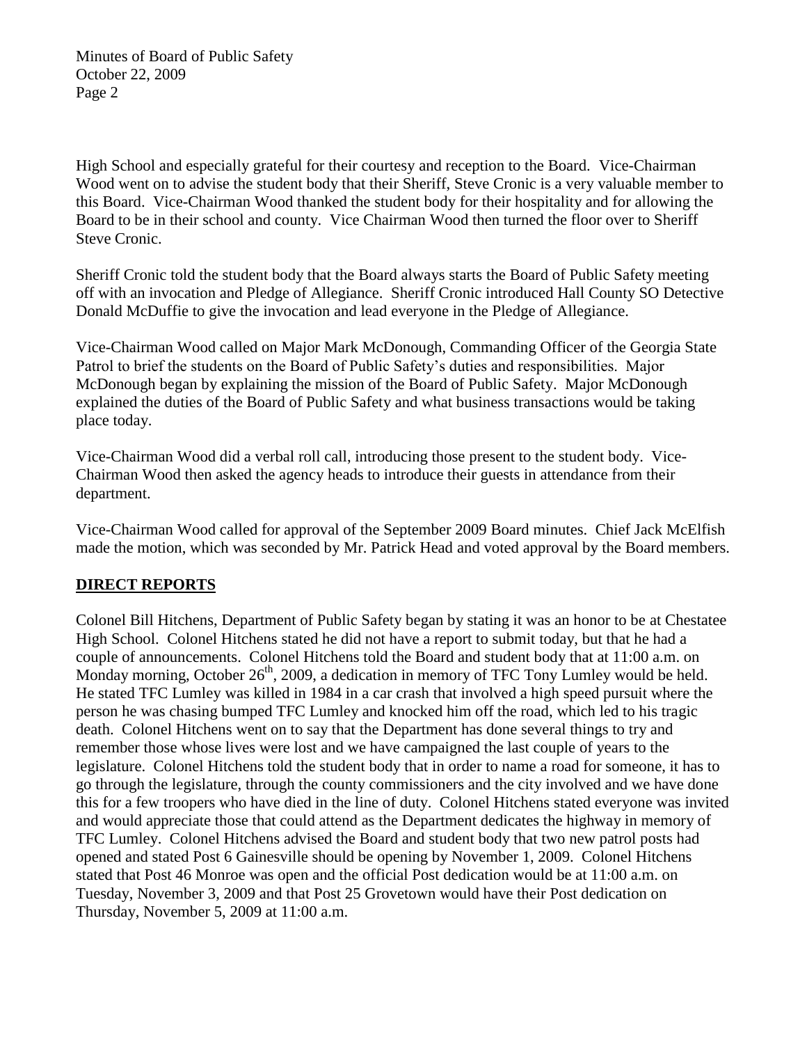High School and especially grateful for their courtesy and reception to the Board. Vice-Chairman Wood went on to advise the student body that their Sheriff, Steve Cronic is a very valuable member to this Board. Vice-Chairman Wood thanked the student body for their hospitality and for allowing the Board to be in their school and county. Vice Chairman Wood then turned the floor over to Sheriff Steve Cronic.

Sheriff Cronic told the student body that the Board always starts the Board of Public Safety meeting off with an invocation and Pledge of Allegiance. Sheriff Cronic introduced Hall County SO Detective Donald McDuffie to give the invocation and lead everyone in the Pledge of Allegiance.

Vice-Chairman Wood called on Major Mark McDonough, Commanding Officer of the Georgia State Patrol to brief the students on the Board of Public Safety's duties and responsibilities. Major McDonough began by explaining the mission of the Board of Public Safety. Major McDonough explained the duties of the Board of Public Safety and what business transactions would be taking place today.

Vice-Chairman Wood did a verbal roll call, introducing those present to the student body. Vice-Chairman Wood then asked the agency heads to introduce their guests in attendance from their department.

Vice-Chairman Wood called for approval of the September 2009 Board minutes. Chief Jack McElfish made the motion, which was seconded by Mr. Patrick Head and voted approval by the Board members.

## DIRECT REPORTS

Colonel Bill Hitchens, Department of Public Safety began by stating it was an honor to be at Chestatee High School. Colonel Hitchens stated he did not have a report to submit today, but that he had a couple of announcements. Colonel Hitchens told the Board and student body that at 11:00 a.m. on Monday morning, October 26th, 2009, a dedication in memory of TFC Tony Lumley would be held. He stated TFC Lumley was killed in 1984 in a car crash that involved a high speed pursuit where the person he was chasing bumped TFC Lumley and knocked him off the road, which led to his tragic death. Colonel Hitchens went on to say that the Department has done several things to try and remember those whose lives were lost and we have campaigned the last couple of years to the legislature. Colonel Hitchens told the student body that in order to name a road for someone, it has to go through the legislature, through the county commissioners and the city involved and we have done this for a few troopers who have died in the line of duty. Colonel Hitchens stated everyone was invited and would appreciate those that could attend as the Department dedicates the highway in memory of TFC Lumley. Colonel Hitchens advised the Board and student body that two new patrol posts had opened and stated Post 6 Gainesville should be opening by November 1, 2009. Colonel Hitchens stated that Post 46 Monroe was open and the official Post dedication would be at 11:00 a.m. on Tuesday, November 3, 2009 and that Post 25 Grovetown would have their Post dedication on Thursday, November 5, 2009 at 11:00 a.m.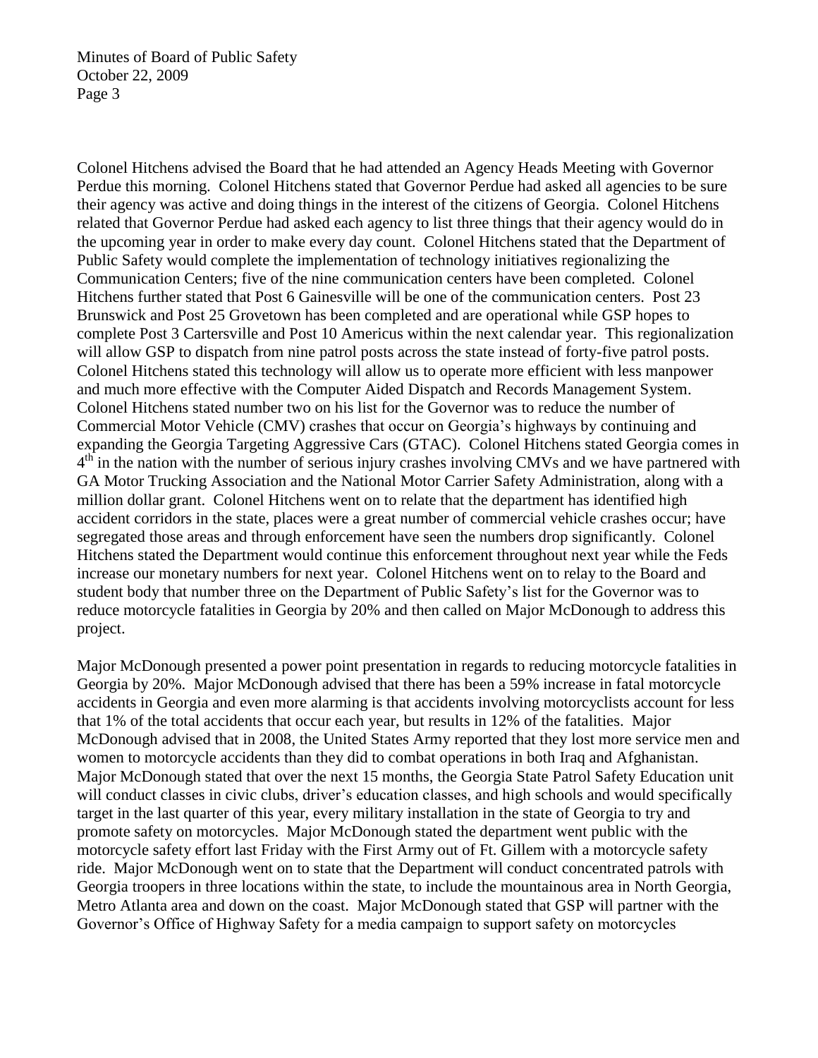Colonel Hitchens advised the Board that he had attended an Agency Heads Meeting with Governor Perdue this morning. Colonel Hitchens stated that Governor Perdue had asked all agencies to be sure their agency was active and doing things in the interest of the citizens of Georgia. Colonel Hitchens related that Governor Perdue had asked each agency to list three things that their agency would do in the upcoming year in order to make every day count. Colonel Hitchens stated that the Department of Public Safety would complete the implementation of technology initiatives regionalizing the Communication Centers; five of the nine communication centers have been completed. Colonel Hitchens further stated that Post 6 Gainesville will be one of the communication centers. Post 23 Brunswick and Post 25 Grovetown has been completed and are operational while GSP hopes to complete Post 3 Cartersville and Post 10 Americus within the next calendar year. This regionalization will allow GSP to dispatch from nine patrol posts across the state instead of forty-five patrol posts. Colonel Hitchens stated this technology will allow us to operate more efficient with less manpower and much more effective with the Computer Aided Dispatch and Records Management System. Colonel Hitchens stated number two on his list for the Governor was to reduce the number of Commercial Motor Vehicle (CMV) crashes that occur on Georgia's highways by continuing and expanding the Georgia Targeting Aggressive Cars (GTAC). Colonel Hitchens stated Georgia comes in 4th in the nation with the number of serious injury crashes involving CMVs and we have partnered with GA Motor Trucking Association and the National Motor Carrier Safety Administration, along with a million dollar grant. Colonel Hitchens went on to relate that the department has identified high accident corridors in the state, places were a great number of commercial vehicle crashes occur; have segregated those areas and through enforcement have seen the numbers drop significantly. Colonel Hitchens stated the Department would continue this enforcement throughout next year while the Feds increase our monetary numbers for next year. Colonel Hitchens went on to relay to the Board and student body that number three on the Department of Public Safety's list for the Governor was to reduce motorcycle fatalities in Georgia by 20% and then called on Major McDonough to address this project.

Major McDonough presented a power point presentation in regards to reducing motorcycle fatalities in Georgia by 20%. Major McDonough advised that there has been a 59% increase in fatal motorcycle accidents in Georgia and even more alarming is that accidents involving motorcyclists account for less that 1% of the total accidents that occur each year, but results in 12% of the fatalities. Major McDonough advised that in 2008, the United States Army reported that they lost more service men and women to motorcycle accidents than they did to combat operations in both Iraq and Afghanistan. Major McDonough stated that over the next 15 months, the Georgia State Patrol Safety Education unit will conduct classes in civic clubs, driver's education classes, and high schools and would specifically target in the last quarter of this year, every military installation in the state of Georgia to try and promote safety on motorcycles. Major McDonough stated the department went public with the motorcycle safety effort last Friday with the First Army out of Ft. Gillem with a motorcycle safety ride. Major McDonough went on to state that the Department will conduct concentrated patrols with Georgia troopers in three locations within the state, to include the mountainous area in North Georgia, Metro Atlanta area and down on the coast. Major McDonough stated that GSP will partner with the Governor's Office of Highway Safety for a media campaign to support safety on motorcycles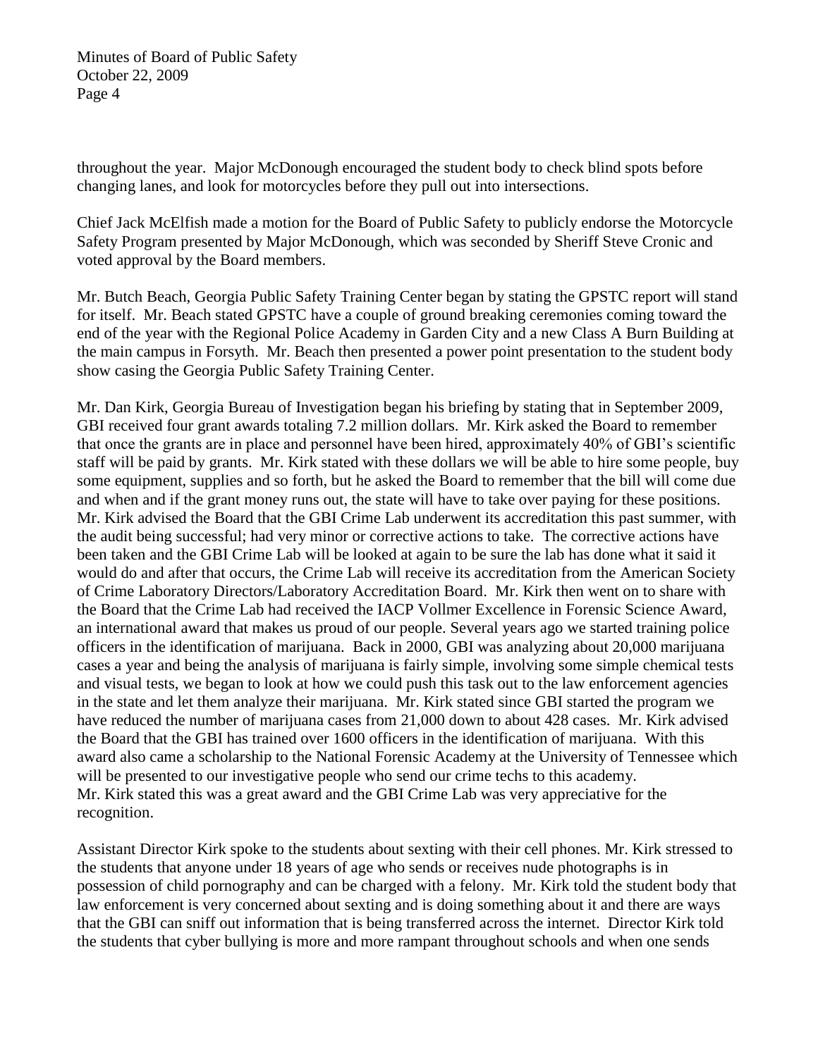throughout the year. Major McDonough encouraged the student body to check blind spots before changing lanes, and look for motorcycles before they pull out into intersections.

Chief Jack McElfish made a motion for the Board of Public Safety to publicly endorse the Motorcycle Safety Program presented by Major McDonough, which was seconded by Sheriff Steve Cronic and voted approval by the Board members.

Mr. Butch Beach, Georgia Public Safety Training Center began by stating the GPSTC report will stand for itself. Mr. Beach stated GPSTC have a couple of ground breaking ceremonies coming toward the end of the year with the Regional Police Academy in Garden City and a new Class A Burn Building at the main campus in Forsyth. Mr. Beach then presented a power point presentation to the student body show casing the Georgia Public Safety Training Center.

Mr. Dan Kirk, Georgia Bureau of Investigation began his briefing by stating that in September 2009, GBI received four grant awards totaling 7.2 million dollars. Mr. Kirk asked the Board to remember that once the grants are in place and personnel have been hired, approximately 40% of GBI's scientific staff will be paid by grants. Mr. Kirk stated with these dollars we will be able to hire some people, buy some equipment, supplies and so forth, but he asked the Board to remember that the bill will come due and when and if the grant money runs out, the state will have to take over paying for these positions. Mr. Kirk advised the Board that the GBI Crime Lab underwent its accreditation this past summer, with the audit being successful; had very minor or corrective actions to take. The corrective actions have been taken and the GBI Crime Lab will be looked at again to be sure the lab has done what it said it would do and after that occurs, the Crime Lab will receive its accreditation from the American Society of Crime Laboratory Directors/Laboratory Accreditation Board. Mr. Kirk then went on to share with the Board that the Crime Lab had received the IACP Vollmer Excellence in Forensic Science Award, an international award that makes us proud of our people. Several years ago we started training police officers in the identification of marijuana. Back in 2000, GBI was analyzing about 20,000 marijuana cases a year and being the analysis of marijuana is fairly simple, involving some simple chemical tests and visual tests, we began to look at how we could push this task out to the law enforcement agencies in the state and let them analyze their marijuana. Mr. Kirk stated since GBI started the program we have reduced the number of marijuana cases from 21,000 down to about 428 cases. Mr. Kirk advised the Board that the GBI has trained over 1600 officers in the identification of marijuana. With this award also came a scholarship to the National Forensic Academy at the University of Tennessee which will be presented to our investigative people who send our crime techs to this academy.
Mr. Kirk stated this was a great award and the GBI Crime Lab was very appreciative for the recognition.

Assistant Director Kirk spoke to the students about sexting with their cell phones. Mr. Kirk stressed to the students that anyone under 18 years of age who sends or receives nude photographs is in possession of child pornography and can be charged with a felony. Mr. Kirk told the student body that law enforcement is very concerned about sexting and is doing something about it and there are ways that the GBI can sniff out information that is being transferred across the internet. Director Kirk told the students that cyber bullying is more and more rampant throughout schools and when one sends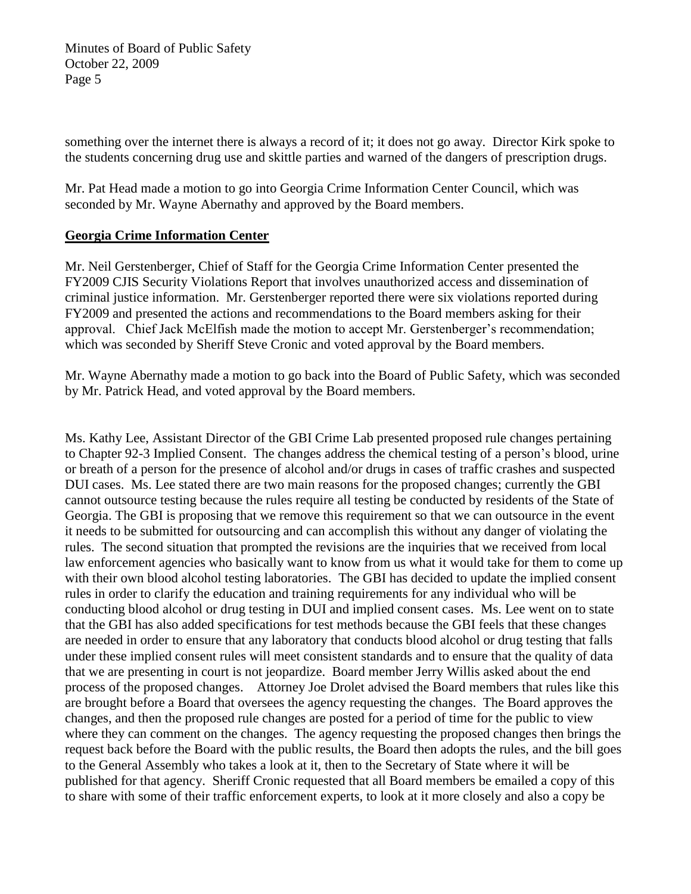something over the internet there is always a record of it; it does not go away. Director Kirk spoke to the students concerning drug use and skittle parties and warned of the dangers of prescription drugs.

Mr. Pat Head made a motion to go into Georgia Crime Information Center Council, which was seconded by Mr. Wayne Abernathy and approved by the Board members.

## Georgia Crime Information Center

Mr. Neil Gerstenberger, Chief of Staff for the Georgia Crime Information Center presented the FY2009 CJIS Security Violations Report that involves unauthorized access and dissemination of criminal justice information. Mr. Gerstenberger reported there were six violations reported during FY2009 and presented the actions and recommendations to the Board members asking for their approval. Chief Jack McElfish made the motion to accept Mr. Gerstenberger's recommendation; which was seconded by Sheriff Steve Cronic and voted approval by the Board members.

Mr. Wayne Abernathy made a motion to go back into the Board of Public Safety, which was seconded by Mr. Patrick Head, and voted approval by the Board members.

Ms. Kathy Lee, Assistant Director of the GBI Crime Lab presented proposed rule changes pertaining to Chapter 92-3 Implied Consent. The changes address the chemical testing of a person's blood, urine or breath of a person for the presence of alcohol and/or drugs in cases of traffic crashes and suspected DUI cases. Ms. Lee stated there are two main reasons for the proposed changes; currently the GBI cannot outsource testing because the rules require all testing be conducted by residents of the State of Georgia. The GBI is proposing that we remove this requirement so that we can outsource in the event it needs to be submitted for outsourcing and can accomplish this without any danger of violating the rules. The second situation that prompted the revisions are the inquiries that we received from local law enforcement agencies who basically want to know from us what it would take for them to come up with their own blood alcohol testing laboratories. The GBI has decided to update the implied consent rules in order to clarify the education and training requirements for any individual who will be conducting blood alcohol or drug testing in DUI and implied consent cases. Ms. Lee went on to state that the GBI has also added specifications for test methods because the GBI feels that these changes are needed in order to ensure that any laboratory that conducts blood alcohol or drug testing that falls under these implied consent rules will meet consistent standards and to ensure that the quality of data that we are presenting in court is not jeopardize. Board member Jerry Willis asked about the end process of the proposed changes. Attorney Joe Drolet advised the Board members that rules like this are brought before a Board that oversees the agency requesting the changes. The Board approves the changes, and then the proposed rule changes are posted for a period of time for the public to view where they can comment on the changes. The agency requesting the proposed changes then brings the request back before the Board with the public results, the Board then adopts the rules, and the bill goes to the General Assembly who takes a look at it, then to the Secretary of State where it will be published for that agency. Sheriff Cronic requested that all Board members be emailed a copy of this to share with some of their traffic enforcement experts, to look at it more closely and also a copy be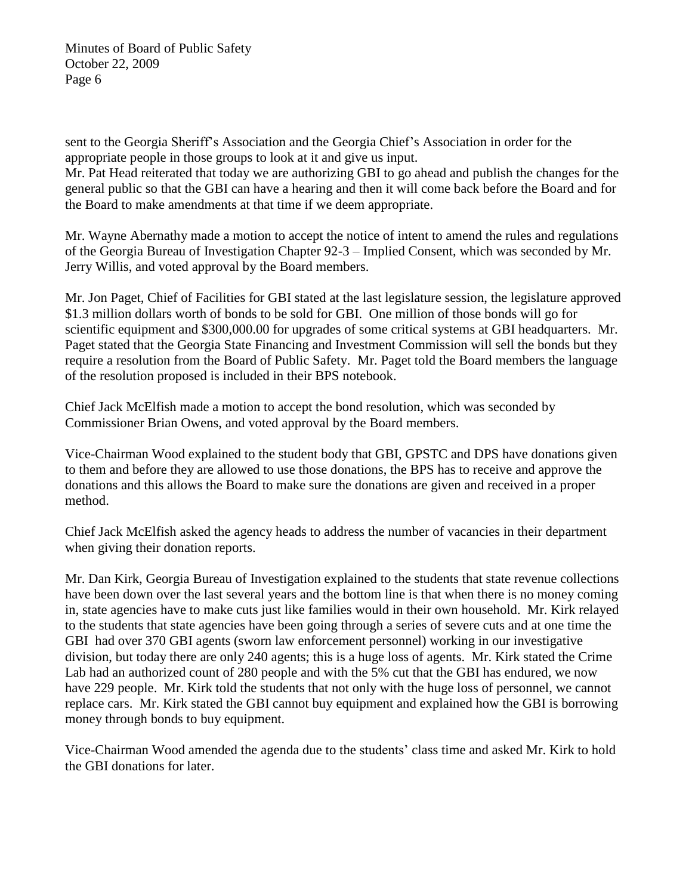sent to the Georgia Sheriff's Association and the Georgia Chief's Association in order for the appropriate people in those groups to look at it and give us input.
Mr. Pat Head reiterated that today we are authorizing GBI to go ahead and publish the changes for the general public so that the GBI can have a hearing and then it will come back before the Board and for the Board to make amendments at that time if we deem appropriate.

Mr. Wayne Abernathy made a motion to accept the notice of intent to amend the rules and regulations of the Georgia Bureau of Investigation Chapter 92-3 – Implied Consent, which was seconded by Mr. Jerry Willis, and voted approval by the Board members.

Mr. Jon Paget, Chief of Facilities for GBI stated at the last legislature session, the legislature approved \$1.3 million dollars worth of bonds to be sold for GBI. One million of those bonds will go for scientific equipment and \$300,000.00 for upgrades of some critical systems at GBI headquarters. Mr. Paget stated that the Georgia State Financing and Investment Commission will sell the bonds but they require a resolution from the Board of Public Safety. Mr. Paget told the Board members the language of the resolution proposed is included in their BPS notebook.

Chief Jack McElfish made a motion to accept the bond resolution, which was seconded by Commissioner Brian Owens, and voted approval by the Board members.

Vice-Chairman Wood explained to the student body that GBI, GPSTC and DPS have donations given to them and before they are allowed to use those donations, the BPS has to receive and approve the donations and this allows the Board to make sure the donations are given and received in a proper method.

Chief Jack McElfish asked the agency heads to address the number of vacancies in their department when giving their donation reports.

Mr. Dan Kirk, Georgia Bureau of Investigation explained to the students that state revenue collections have been down over the last several years and the bottom line is that when there is no money coming in, state agencies have to make cuts just like families would in their own household. Mr. Kirk relayed to the students that state agencies have been going through a series of severe cuts and at one time the GBI had over 370 GBI agents (sworn law enforcement personnel) working in our investigative division, but today there are only 240 agents; this is a huge loss of agents. Mr. Kirk stated the Crime Lab had an authorized count of 280 people and with the 5% cut that the GBI has endured, we now have 229 people. Mr. Kirk told the students that not only with the huge loss of personnel, we cannot replace cars. Mr. Kirk stated the GBI cannot buy equipment and explained how the GBI is borrowing money through bonds to buy equipment.

Vice-Chairman Wood amended the agenda due to the students' class time and asked Mr. Kirk to hold the GBI donations for later.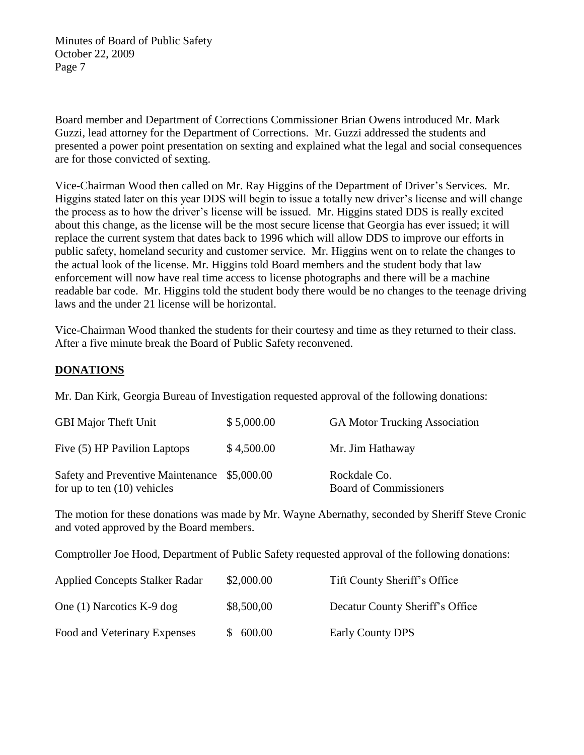Board member and Department of Corrections Commissioner Brian Owens introduced Mr. Mark Guzzi, lead attorney for the Department of Corrections. Mr. Guzzi addressed the students and presented a power point presentation on sexting and explained what the legal and social consequences are for those convicted of sexting.

Vice-Chairman Wood then called on Mr. Ray Higgins of the Department of Driver's Services. Mr. Higgins stated later on this year DDS will begin to issue a totally new driver's license and will change the process as to how the driver's license will be issued. Mr. Higgins stated DDS is really excited about this change, as the license will be the most secure license that Georgia has ever issued; it will replace the current system that dates back to 1996 which will allow DDS to improve our efforts in public safety, homeland security and customer service. Mr. Higgins went on to relate the changes to the actual look of the license. Mr. Higgins told Board members and the student body that law enforcement will now have real time access to license photographs and there will be a machine readable bar code. Mr. Higgins told the student body there would be no changes to the teenage driving laws and the under 21 license will be horizontal.

Vice-Chairman Wood thanked the students for their courtesy and time as they returned to their class. After a five minute break the Board of Public Safety reconvened.

## DONATIONS

Mr. Dan Kirk, Georgia Bureau of Investigation requested approval of the following donations:

| | | |
|---|---|---|
| GBI Major Theft Unit | \$ 5,000.00 | GA Motor Trucking Association |
| Five (5) HP Pavilion Laptops | \$ 4,500.00 | Mr. Jim Hathaway |
| Safety and Preventive Maintenance for up to ten (10) vehicles | \$5,000.00 | Rockdale Co. Board of Commissioners |

The motion for these donations was made by Mr. Wayne Abernathy, seconded by Sheriff Steve Cronic and voted approved by the Board members.

Comptroller Joe Hood, Department of Public Safety requested approval of the following donations:

| | | |
|---|---|---|
| Applied Concepts Stalker Radar | \$2,000.00 | Tift County Sheriff's Office |
| One (1) Narcotics K-9 dog | \$8,500,00 | Decatur County Sheriff's Office |
| Food and Veterinary Expenses | \$ 600.00 | Early County DPS |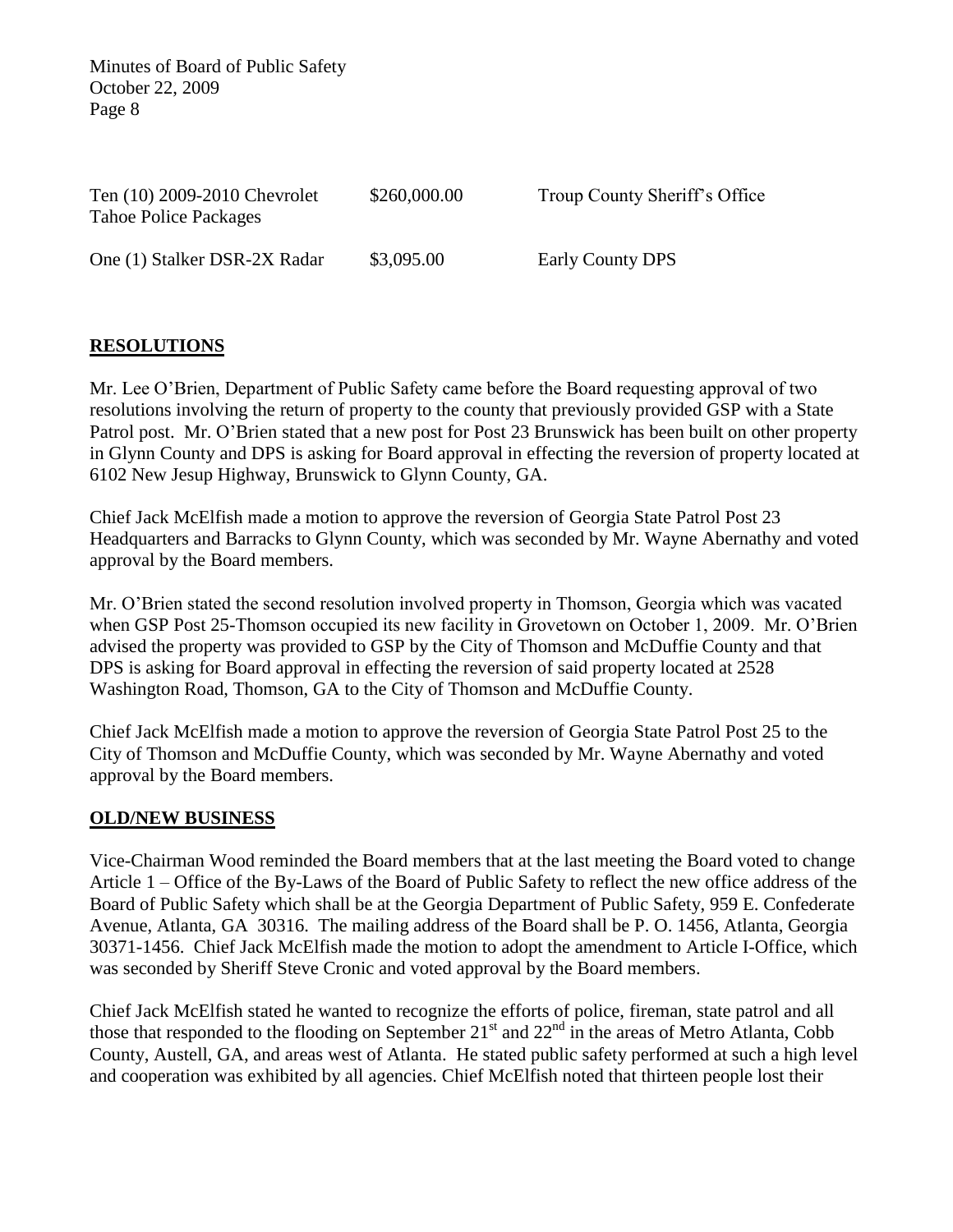| | | |
|---|---|---|
| Ten (10) 2009-2010 Chevrolet Tahoe Police Packages | \$260,000.00 | Troup County Sheriff's Office |
| One (1) Stalker DSR-2X Radar | \$3,095.00 | Early County DPS |

## RESOLUTIONS

Mr. Lee O'Brien, Department of Public Safety came before the Board requesting approval of two resolutions involving the return of property to the county that previously provided GSP with a State Patrol post. Mr. O'Brien stated that a new post for Post 23 Brunswick has been built on other property in Glynn County and DPS is asking for Board approval in effecting the reversion of property located at 6102 New Jesup Highway, Brunswick to Glynn County, GA.

Chief Jack McElfish made a motion to approve the reversion of Georgia State Patrol Post 23 Headquarters and Barracks to Glynn County, which was seconded by Mr. Wayne Abernathy and voted approval by the Board members.

Mr. O'Brien stated the second resolution involved property in Thomson, Georgia which was vacated when GSP Post 25-Thomson occupied its new facility in Grovetown on October 1, 2009. Mr. O'Brien advised the property was provided to GSP by the City of Thomson and McDuffie County and that DPS is asking for Board approval in effecting the reversion of said property located at 2528 Washington Road, Thomson, GA to the City of Thomson and McDuffie County.

Chief Jack McElfish made a motion to approve the reversion of Georgia State Patrol Post 25 to the City of Thomson and McDuffie County, which was seconded by Mr. Wayne Abernathy and voted approval by the Board members.

## OLD/NEW BUSINESS

Vice-Chairman Wood reminded the Board members that at the last meeting the Board voted to change Article 1 – Office of the By-Laws of the Board of Public Safety to reflect the new office address of the Board of Public Safety which shall be at the Georgia Department of Public Safety, 959 E. Confederate Avenue, Atlanta, GA 30316. The mailing address of the Board shall be P. O. 1456, Atlanta, Georgia 30371-1456. Chief Jack McElfish made the motion to adopt the amendment to Article I-Office, which was seconded by Sheriff Steve Cronic and voted approval by the Board members.

Chief Jack McElfish stated he wanted to recognize the efforts of police, fireman, state patrol and all those that responded to the flooding on September 21st and 22nd in the areas of Metro Atlanta, Cobb County, Austell, GA, and areas west of Atlanta. He stated public safety performed at such a high level and cooperation was exhibited by all agencies. Chief McElfish noted that thirteen people lost their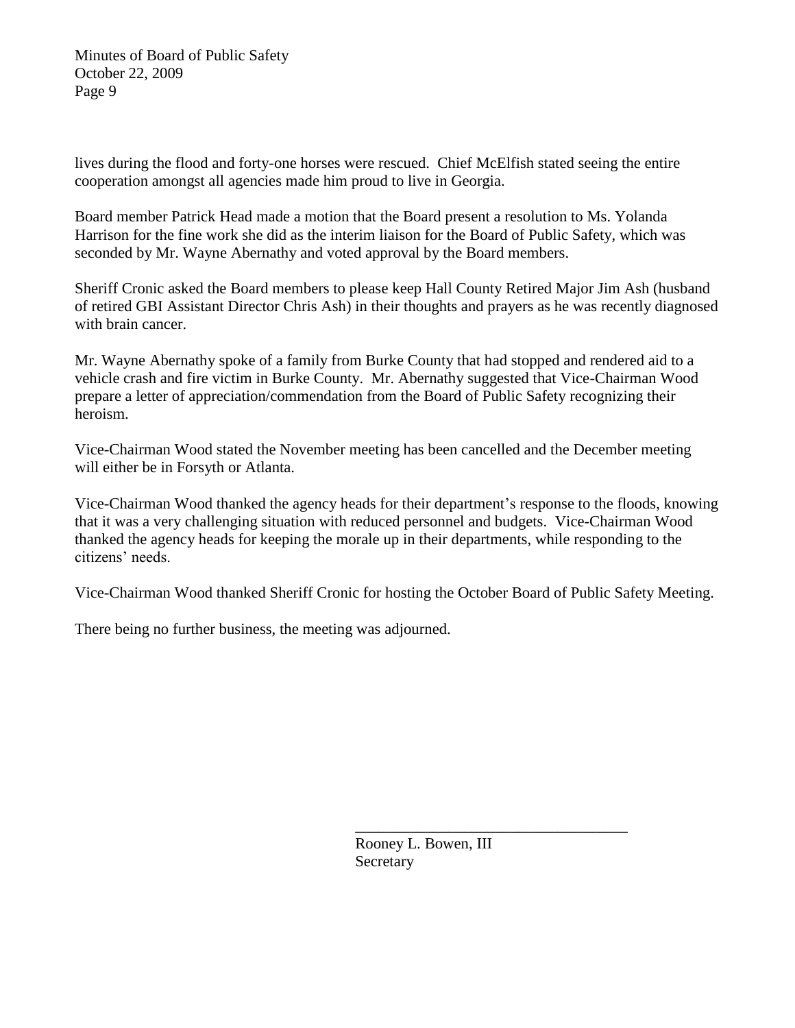lives during the flood and forty-one horses were rescued. Chief McElfish stated seeing the entire cooperation amongst all agencies made him proud to live in Georgia.

Board member Patrick Head made a motion that the Board present a resolution to Ms. Yolanda Harrison for the fine work she did as the interim liaison for the Board of Public Safety, which was seconded by Mr. Wayne Abernathy and voted approval by the Board members.

Sheriff Cronic asked the Board members to please keep Hall County Retired Major Jim Ash (husband of retired GBI Assistant Director Chris Ash) in their thoughts and prayers as he was recently diagnosed with brain cancer.

Mr. Wayne Abernathy spoke of a family from Burke County that had stopped and rendered aid to a vehicle crash and fire victim in Burke County. Mr. Abernathy suggested that Vice-Chairman Wood prepare a letter of appreciation/commendation from the Board of Public Safety recognizing their heroism.

Vice-Chairman Wood stated the November meeting has been cancelled and the December meeting will either be in Forsyth or Atlanta.

Vice-Chairman Wood thanked the agency heads for their department's response to the floods, knowing that it was a very challenging situation with reduced personnel and budgets. Vice-Chairman Wood thanked the agency heads for keeping the morale up in their departments, while responding to the citizens' needs.

Vice-Chairman Wood thanked Sheriff Cronic for hosting the October Board of Public Safety Meeting.

There being no further business, the meeting was adjourned.

\_\_\_\_\_\_\_\_\_\_\_\_\_\_\_\_\_\_\_\_\_\_\_\_\_\_\_\_\_\_\_\_\_\_\_

Rooney L. Bowen, III
Secretary